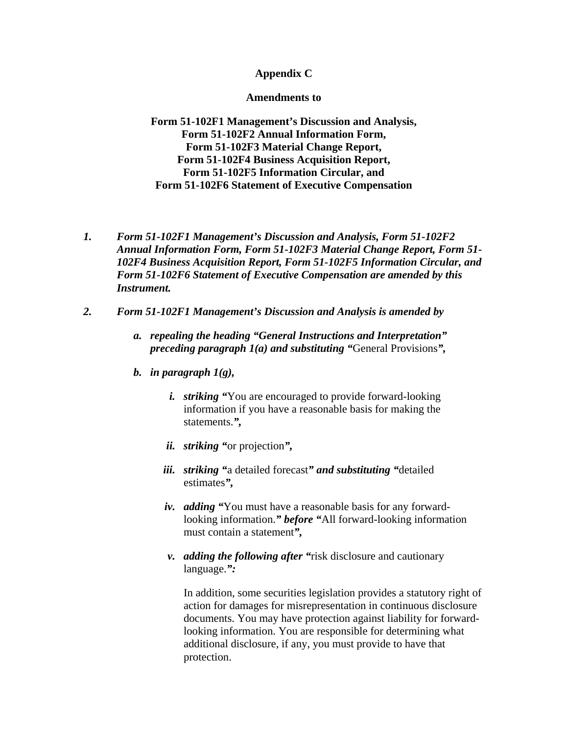**Appendix C**

**Amendments to**

**Form 51-102F1 Management's Discussion and Analysis,**
**Form 51-102F2 Annual Information Form,**
**Form 51-102F3 Material Change Report,**
**Form 51-102F4 Business Acquisition Report,**
**Form 51-102F5 Information Circular, and**
**Form 51-102F6 Statement of Executive Compensation**

1. ***Form 51-102F1 Management's Discussion and Analysis, Form 51-102F2 Annual Information Form, Form 51-102F3 Material Change Report, Form 51-102F4 Business Acquisition Report, Form 51-102F5 Information Circular, and Form 51-102F6 Statement of Executive Compensation are amended by this Instrument.***

2. ***Form 51-102F1 Management's Discussion and Analysis is amended by***

   a. ***repealing the heading "General Instructions and Interpretation" preceding paragraph 1(a) and substituting "***General Provisions***",***

   b. ***in paragraph 1(g),***

      i. ***striking "***You are encouraged to provide forward-looking information if you have a reasonable basis for making the statements.***",***

      ii. ***striking "***or projection***",***

      iii. ***striking "***a detailed forecast***" and substituting "***detailed estimates***",***

      iv. ***adding "***You must have a reasonable basis for any forward-looking information.***" before "***All forward-looking information must contain a statement***",***

      v. ***adding the following after "***risk disclosure and cautionary language.***":***

         In addition, some securities legislation provides a statutory right of action for damages for misrepresentation in continuous disclosure documents. You may have protection against liability for forward-looking information. You are responsible for determining what additional disclosure, if any, you must provide to have that protection.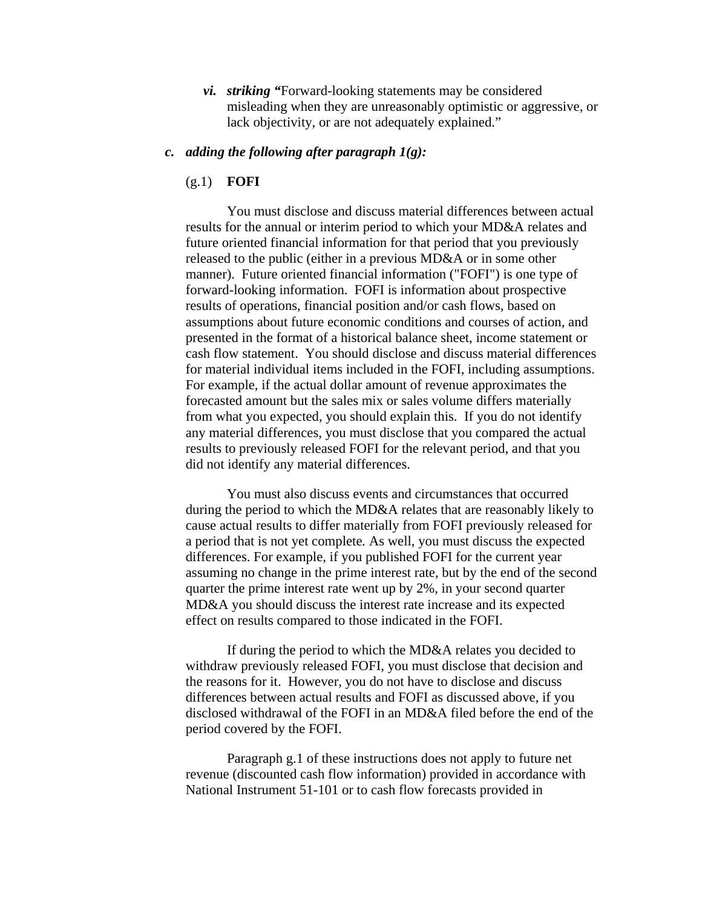*vi.* ***striking*** **"**Forward-looking statements may be considered misleading when they are unreasonably optimistic or aggressive, or lack objectivity, or are not adequately explained."

***c. adding the following after paragraph 1(g):***

(g.1) **FOFI**

You must disclose and discuss material differences between actual results for the annual or interim period to which your MD&A relates and future oriented financial information for that period that you previously released to the public (either in a previous MD&A or in some other manner). Future oriented financial information ("FOFI") is one type of forward-looking information. FOFI is information about prospective results of operations, financial position and/or cash flows, based on assumptions about future economic conditions and courses of action, and presented in the format of a historical balance sheet, income statement or cash flow statement. You should disclose and discuss material differences for material individual items included in the FOFI, including assumptions. For example, if the actual dollar amount of revenue approximates the forecasted amount but the sales mix or sales volume differs materially from what you expected, you should explain this. If you do not identify any material differences, you must disclose that you compared the actual results to previously released FOFI for the relevant period, and that you did not identify any material differences.

You must also discuss events and circumstances that occurred during the period to which the MD&A relates that are reasonably likely to cause actual results to differ materially from FOFI previously released for a period that is not yet complete. As well, you must discuss the expected differences. For example, if you published FOFI for the current year assuming no change in the prime interest rate, but by the end of the second quarter the prime interest rate went up by 2%, in your second quarter MD&A you should discuss the interest rate increase and its expected effect on results compared to those indicated in the FOFI.

If during the period to which the MD&A relates you decided to withdraw previously released FOFI, you must disclose that decision and the reasons for it. However, you do not have to disclose and discuss differences between actual results and FOFI as discussed above, if you disclosed withdrawal of the FOFI in an MD&A filed before the end of the period covered by the FOFI.

Paragraph g.1 of these instructions does not apply to future net revenue (discounted cash flow information) provided in accordance with National Instrument 51-101 or to cash flow forecasts provided in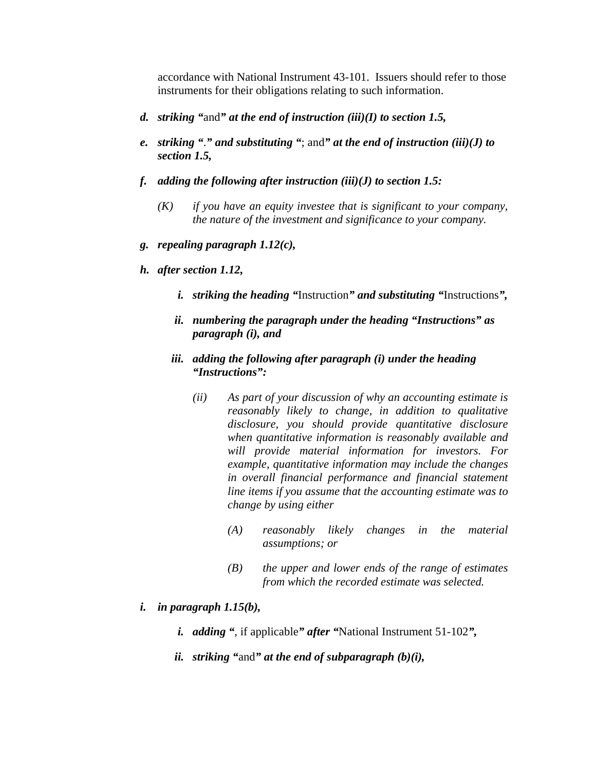accordance with National Instrument 43-101. Issuers should refer to those instruments for their obligations relating to such information.

*d.* ***striking "**and**" at the end of instruction (iii)(I) to section 1.5,***

*e.* ***striking "**.**" and substituting "**; and**" at the end of instruction (iii)(J) to section 1.5,***

*f.* ***adding the following after instruction (iii)(J) to section 1.5:***

> *(K) if you have an equity investee that is significant to your company, the nature of the investment and significance to your company.*

*g.* ***repealing paragraph 1.12(c),***

*h.* ***after section 1.12,***

> *i.* ***striking the heading "**Instruction**" and substituting "**Instructions**",***
>
> *ii.* ***numbering the paragraph under the heading "Instructions" as paragraph (i), and***
>
> *iii.* ***adding the following after paragraph (i) under the heading "Instructions":***
>
> > *(ii) As part of your discussion of why an accounting estimate is reasonably likely to change, in addition to qualitative disclosure, you should provide quantitative disclosure when quantitative information is reasonably available and will provide material information for investors. For example, quantitative information may include the changes in overall financial performance and financial statement line items if you assume that the accounting estimate was to change by using either*
> >
> > > *(A) reasonably likely changes in the material assumptions; or*
> > >
> > > *(B) the upper and lower ends of the range of estimates from which the recorded estimate was selected.*

*i.* ***in paragraph 1.15(b),***

> *i.* ***adding "**, if applicable**" after "**National Instrument 51-102**",***
>
> *ii.* ***striking "**and**" at the end of subparagraph (b)(i),***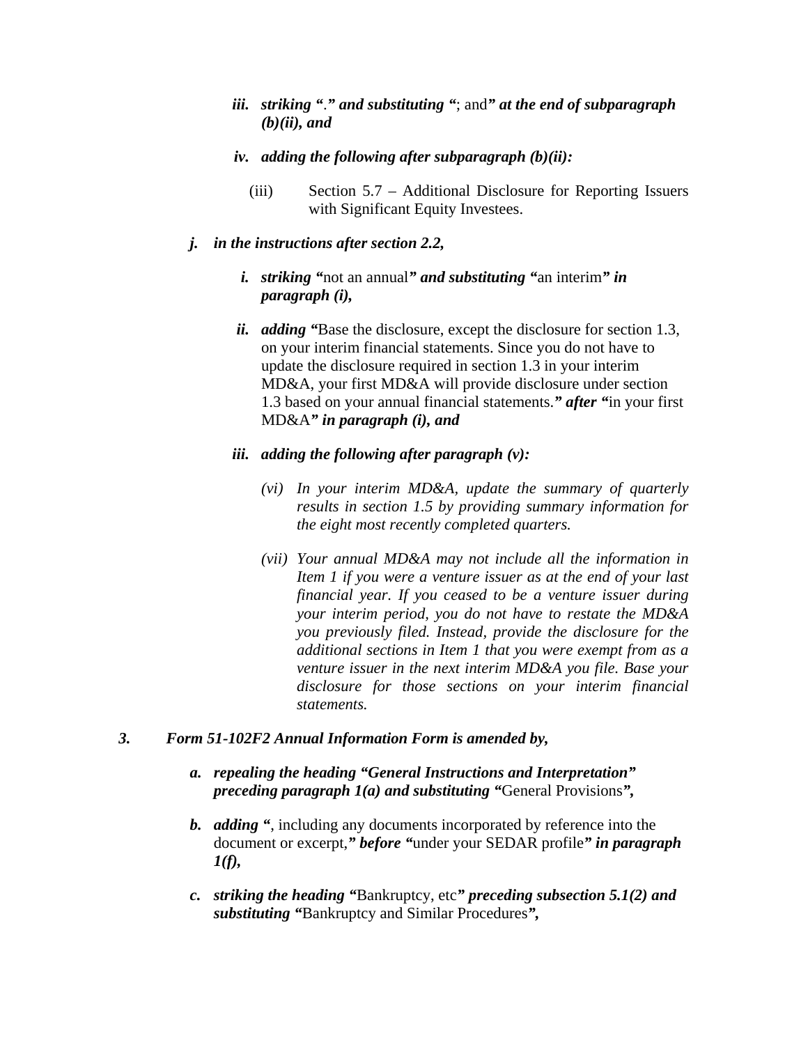- iii. ***striking "**.**" and substituting "**; and**" at the end of subparagraph (b)(ii), and***
- iv. ***adding the following after subparagraph (b)(ii):***

  (iii) Section 5.7 – Additional Disclosure for Reporting Issuers with Significant Equity Investees.

j. ***in the instructions after section 2.2,***

- i. ***striking "**not an annual**" and substituting "**an interim**" in paragraph (i),***
- ii. ***adding "**Base the disclosure, except the disclosure for section 1.3, on your interim financial statements. Since you do not have to update the disclosure required in section 1.3 in your interim MD&A, your first MD&A will provide disclosure under section 1.3 based on your annual financial statements.**" after "**in your first MD&A**" in paragraph (i), and***
- iii. ***adding the following after paragraph (v):***

  *(vi) In your interim MD&A, update the summary of quarterly results in section 1.5 by providing summary information for the eight most recently completed quarters.*

  *(vii) Your annual MD&A may not include all the information in Item 1 if you were a venture issuer as at the end of your last financial year. If you ceased to be a venture issuer during your interim period, you do not have to restate the MD&A you previously filed. Instead, provide the disclosure for the additional sections in Item 1 that you were exempt from as a venture issuer in the next interim MD&A you file. Base your disclosure for those sections on your interim financial statements.*

***3. Form 51-102F2 Annual Information Form is amended by,***

a. ***repealing the heading "General Instructions and Interpretation" preceding paragraph 1(a) and substituting "**General Provisions**",***

b. ***adding "**, including any documents incorporated by reference into the document or excerpt,**" before "**under your SEDAR profile**" in paragraph 1(f),***

c. ***striking the heading "**Bankruptcy, etc**" preceding subsection 5.1(2) and substituting "**Bankruptcy and Similar Procedures**",***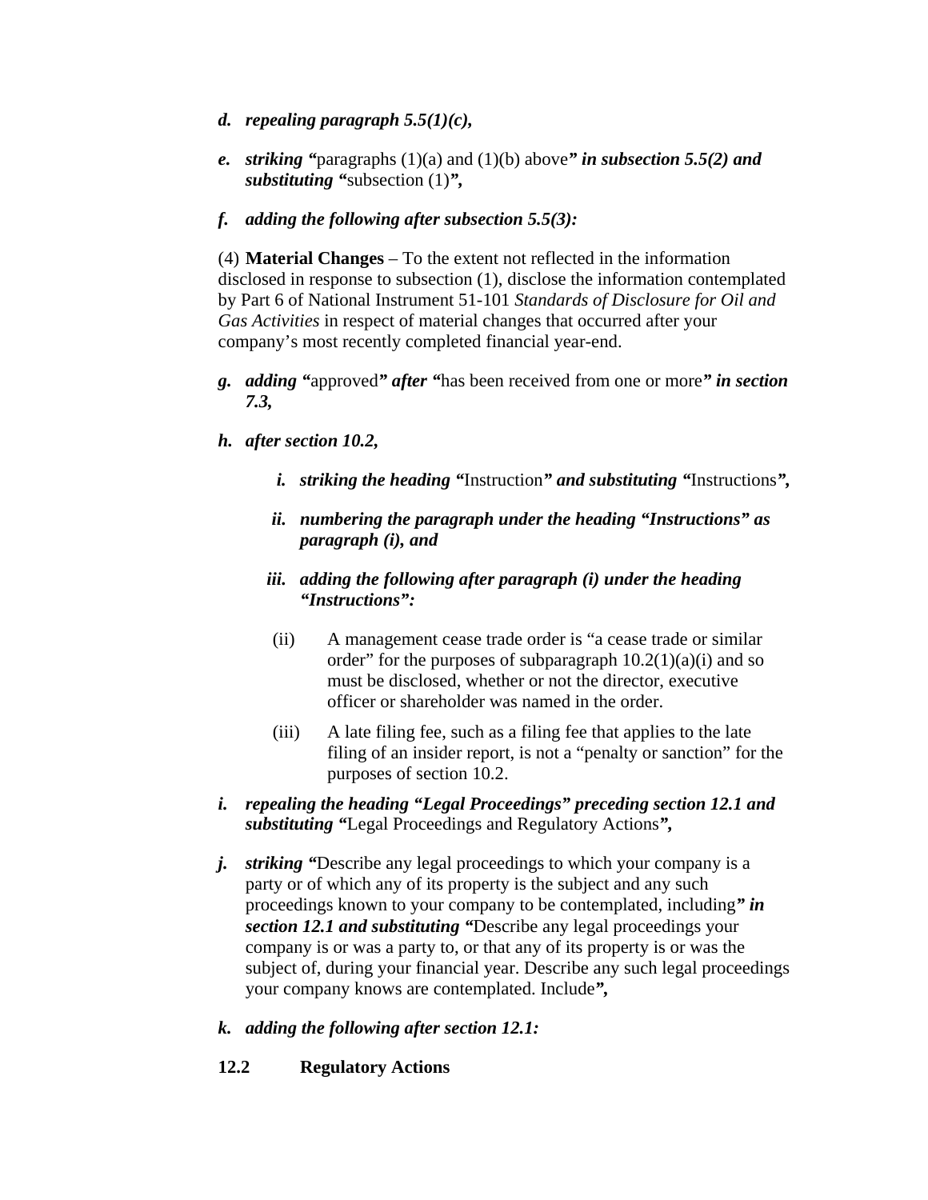d. ***repealing paragraph 5.5(1)(c),***

e. ***striking "***paragraphs (1)(a) and (1)(b) above***" in subsection 5.5(2) and substituting "***subsection (1)***",***

f. ***adding the following after subsection 5.5(3):***

(4) **Material Changes** – To the extent not reflected in the information disclosed in response to subsection (1), disclose the information contemplated by Part 6 of National Instrument 51-101 *Standards of Disclosure for Oil and Gas Activities* in respect of material changes that occurred after your company's most recently completed financial year-end.

g. ***adding "***approved***" after "***has been received from one or more***" in section 7.3,***

h. ***after section 10.2,***

   i. ***striking the heading "***Instruction***" and substituting "***Instructions***",***

   ii. ***numbering the paragraph under the heading "Instructions" as paragraph (i), and***

   iii. ***adding the following after paragraph (i) under the heading "Instructions":***

   (ii) A management cease trade order is "a cease trade or similar order" for the purposes of subparagraph 10.2(1)(a)(i) and so must be disclosed, whether or not the director, executive officer or shareholder was named in the order.

   (iii) A late filing fee, such as a filing fee that applies to the late filing of an insider report, is not a "penalty or sanction" for the purposes of section 10.2.

i. ***repealing the heading "Legal Proceedings" preceding section 12.1 and substituting "***Legal Proceedings and Regulatory Actions***",***

j. ***striking "***Describe any legal proceedings to which your company is a party or of which any of its property is the subject and any such proceedings known to your company to be contemplated, including***" in section 12.1 and substituting "***Describe any legal proceedings your company is or was a party to, or that any of its property is or was the subject of, during your financial year. Describe any such legal proceedings your company knows are contemplated. Include***",***

k. ***adding the following after section 12.1:***

**12.2 Regulatory Actions**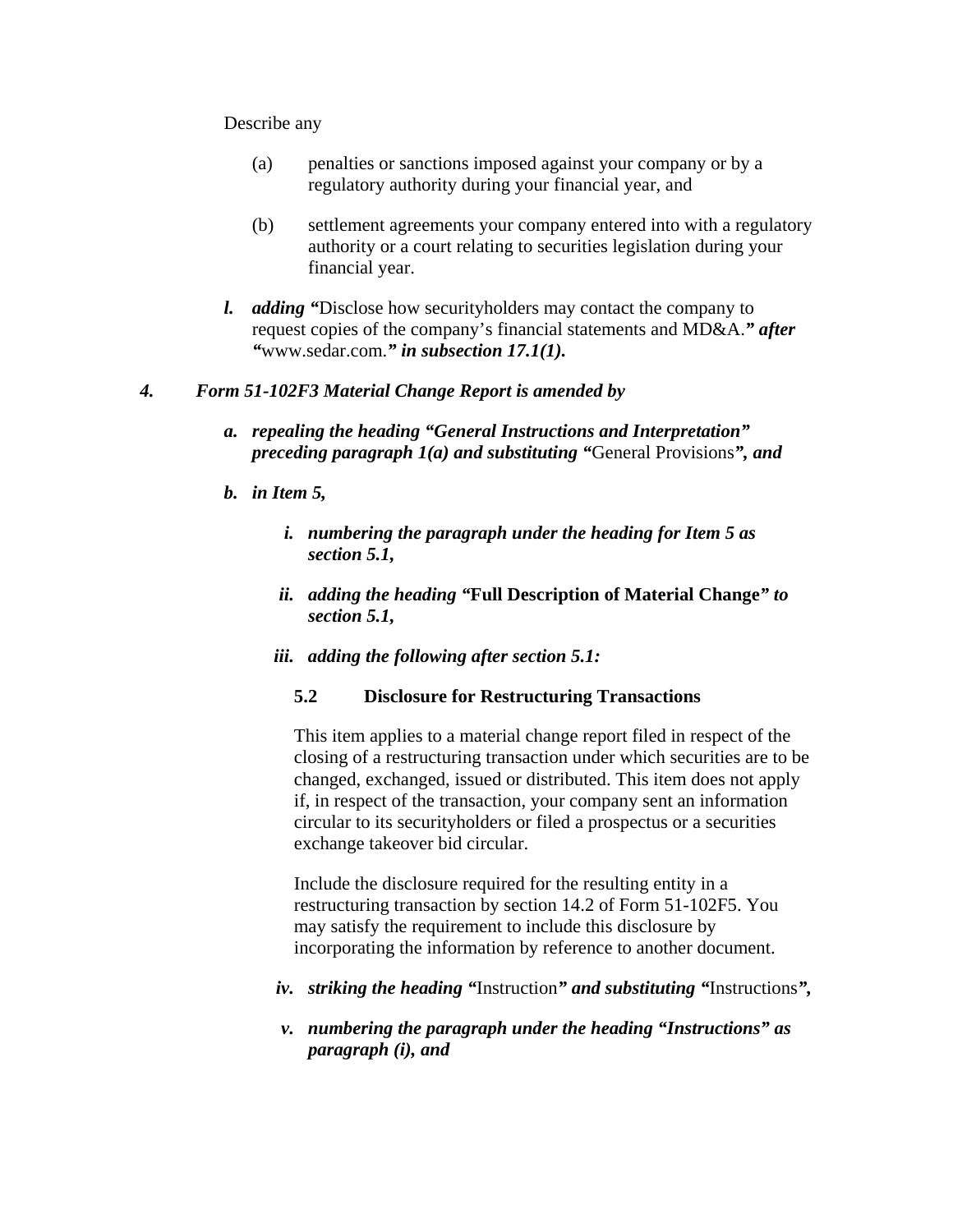Describe any

(a) penalties or sanctions imposed against your company or by a regulatory authority during your financial year, and

(b) settlement agreements your company entered into with a regulatory authority or a court relating to securities legislation during your financial year.

*l.* ***adding “***Disclose how securityholders may contact the company to request copies of the company’s financial statements and MD&A.***” after “***www.sedar.com.***” in subsection 17.1(1).***

***4. Form 51-102F3 Material Change Report is amended by***

***a. repealing the heading “General Instructions and Interpretation” preceding paragraph 1(a) and substituting “***General Provisions***”, and***

***b. in Item 5,***

***i. numbering the paragraph under the heading for Item 5 as section 5.1,***

***ii. adding the heading “*****Full Description of Material Change*****” to section 5.1,***

***iii. adding the following after section 5.1:***

**5.2 Disclosure for Restructuring Transactions**

This item applies to a material change report filed in respect of the closing of a restructuring transaction under which securities are to be changed, exchanged, issued or distributed. This item does not apply if, in respect of the transaction, your company sent an information circular to its securityholders or filed a prospectus or a securities exchange takeover bid circular.

Include the disclosure required for the resulting entity in a restructuring transaction by section 14.2 of Form 51-102F5. You may satisfy the requirement to include this disclosure by incorporating the information by reference to another document.

***iv. striking the heading “***Instruction***” and substituting “***Instructions***”,***

***v. numbering the paragraph under the heading “Instructions” as paragraph (i), and***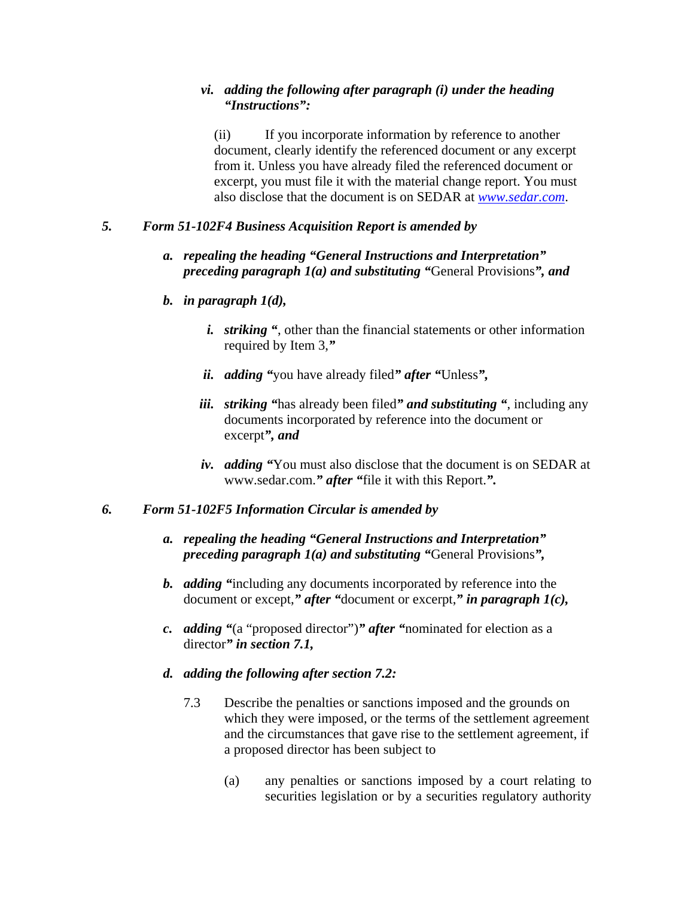*vi. adding the following after paragraph (i) under the heading "Instructions":*

(ii) If you incorporate information by reference to another document, clearly identify the referenced document or any excerpt from it. Unless you have already filed the referenced document or excerpt, you must file it with the material change report. You must also disclose that the document is on SEDAR at [www.sedar.com](www.sedar.com).

***5. Form 51-102F4 Business Acquisition Report is amended by***

***a. repealing the heading "General Instructions and Interpretation" preceding paragraph 1(a) and substituting "***General Provisions***", and***

***b. in paragraph 1(d),***

***i. striking "***, other than the financial statements or other information required by Item 3,***"***

***ii. adding "***you have already filed***" after "***Unless***",***

***iii. striking "***has already been filed***" and substituting "***, including any documents incorporated by reference into the document or excerpt***", and***

***iv. adding "***You must also disclose that the document is on SEDAR at www.sedar.com.***" after "***file it with this Report.***".***

***6. Form 51-102F5 Information Circular is amended by***

***a. repealing the heading "General Instructions and Interpretation" preceding paragraph 1(a) and substituting "***General Provisions***",***

***b. adding "***including any documents incorporated by reference into the document or except,***" after "***document or excerpt,***" in paragraph 1(c),***

***c. adding "***(a "proposed director")***" after "***nominated for election as a director***" in section 7.1,***

***d. adding the following after section 7.2:***

7.3 Describe the penalties or sanctions imposed and the grounds on which they were imposed, or the terms of the settlement agreement and the circumstances that gave rise to the settlement agreement, if a proposed director has been subject to

(a) any penalties or sanctions imposed by a court relating to securities legislation or by a securities regulatory authority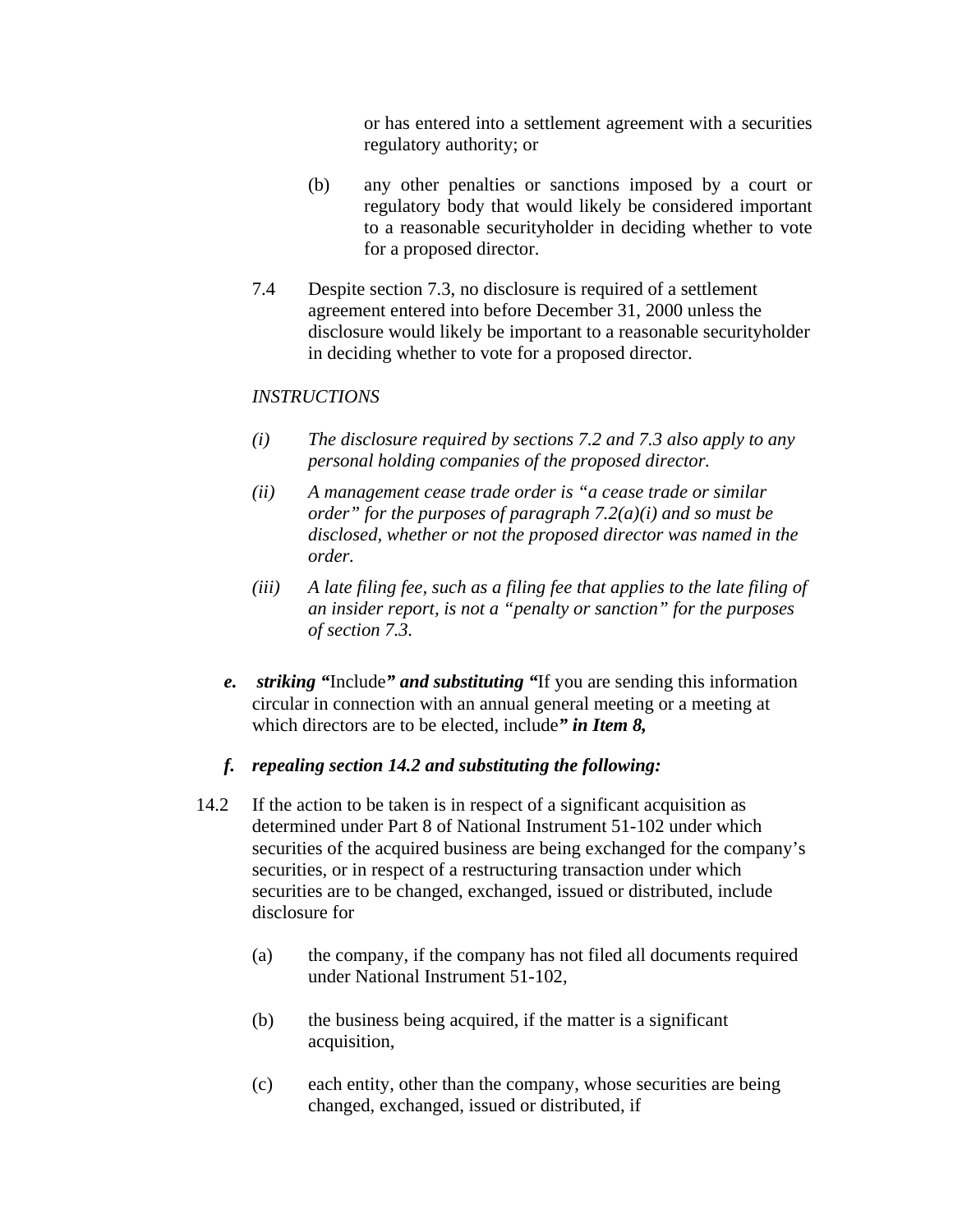or has entered into a settlement agreement with a securities regulatory authority; or

(b) any other penalties or sanctions imposed by a court or regulatory body that would likely be considered important to a reasonable securityholder in deciding whether to vote for a proposed director.

7.4 Despite section 7.3, no disclosure is required of a settlement agreement entered into before December 31, 2000 unless the disclosure would likely be important to a reasonable securityholder in deciding whether to vote for a proposed director.

*INSTRUCTIONS*

*(i) The disclosure required by sections 7.2 and 7.3 also apply to any personal holding companies of the proposed director.*

*(ii) A management cease trade order is "a cease trade or similar order" for the purposes of paragraph 7.2(a)(i) and so must be disclosed, whether or not the proposed director was named in the order.*

*(iii) A late filing fee, such as a filing fee that applies to the late filing of an insider report, is not a "penalty or sanction" for the purposes of section 7.3.*

***e. striking "***Include***" and substituting "***If you are sending this information circular in connection with an annual general meeting or a meeting at which directors are to be elected, include***" in Item 8,***

***f. repealing section 14.2 and substituting the following:***

14.2 If the action to be taken is in respect of a significant acquisition as determined under Part 8 of National Instrument 51-102 under which securities of the acquired business are being exchanged for the company's securities, or in respect of a restructuring transaction under which securities are to be changed, exchanged, issued or distributed, include disclosure for

(a) the company, if the company has not filed all documents required under National Instrument 51-102,

(b) the business being acquired, if the matter is a significant acquisition,

(c) each entity, other than the company, whose securities are being changed, exchanged, issued or distributed, if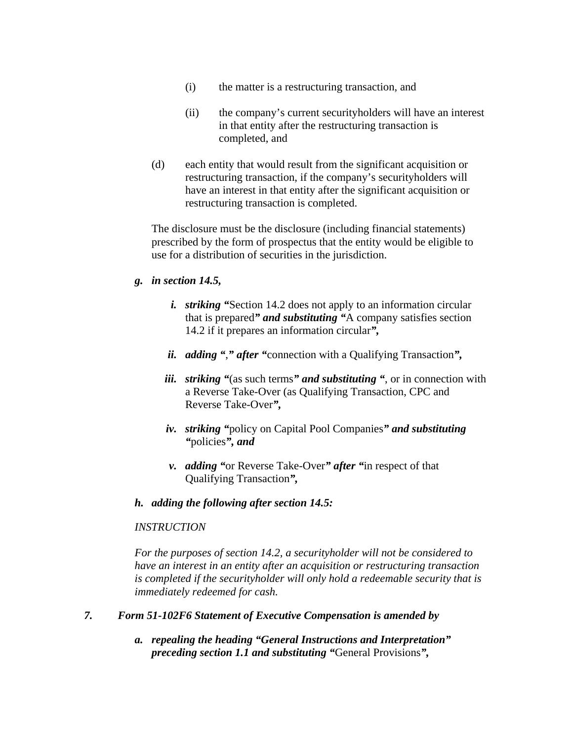(i) the matter is a restructuring transaction, and

(ii) the company's current securityholders will have an interest in that entity after the restructuring transaction is completed, and

(d) each entity that would result from the significant acquisition or restructuring transaction, if the company's securityholders will have an interest in that entity after the significant acquisition or restructuring transaction is completed.

The disclosure must be the disclosure (including financial statements) prescribed by the form of prospectus that the entity would be eligible to use for a distribution of securities in the jurisdiction.

***g. in section 14.5,***

***i. striking "***Section 14.2 does not apply to an information circular that is prepared***" and substituting "***A company satisfies section 14.2 if it prepares an information circular***",***

***ii. adding "***,***" after "***connection with a Qualifying Transaction***",***

***iii. striking "***(as such terms***" and substituting "***, or in connection with a Reverse Take-Over (as Qualifying Transaction, CPC and Reverse Take-Over***",***

***iv. striking "***policy on Capital Pool Companies***" and substituting "***policies***", and***

***v. adding "***or Reverse Take-Over***" after "***in respect of that Qualifying Transaction***",***

***h. adding the following after section 14.5:***

*INSTRUCTION*

*For the purposes of section 14.2, a securityholder will not be considered to have an interest in an entity after an acquisition or restructuring transaction is completed if the securityholder will only hold a redeemable security that is immediately redeemed for cash.*

***7. Form 51-102F6 Statement of Executive Compensation is amended by***

***a. repealing the heading "General Instructions and Interpretation" preceding section 1.1 and substituting "***General Provisions***",***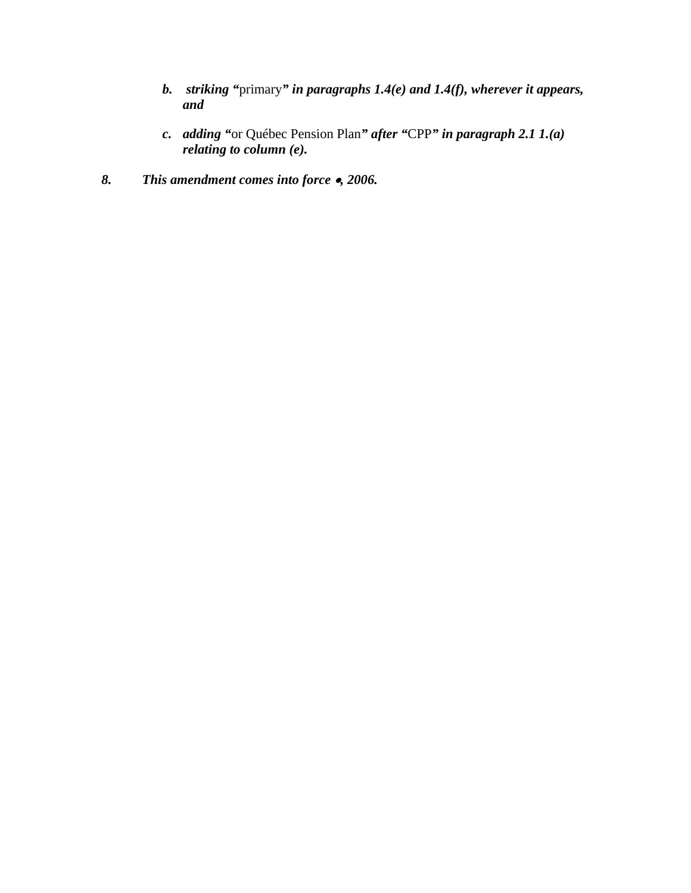b. ***striking “***primary***” in paragraphs 1.4(e) and 1.4(f), wherever it appears, and***

c. ***adding “***or Québec Pension Plan***” after “***CPP***” in paragraph 2.1 1.(a) relating to column (e).***

***8. This amendment comes into force •, 2006.***